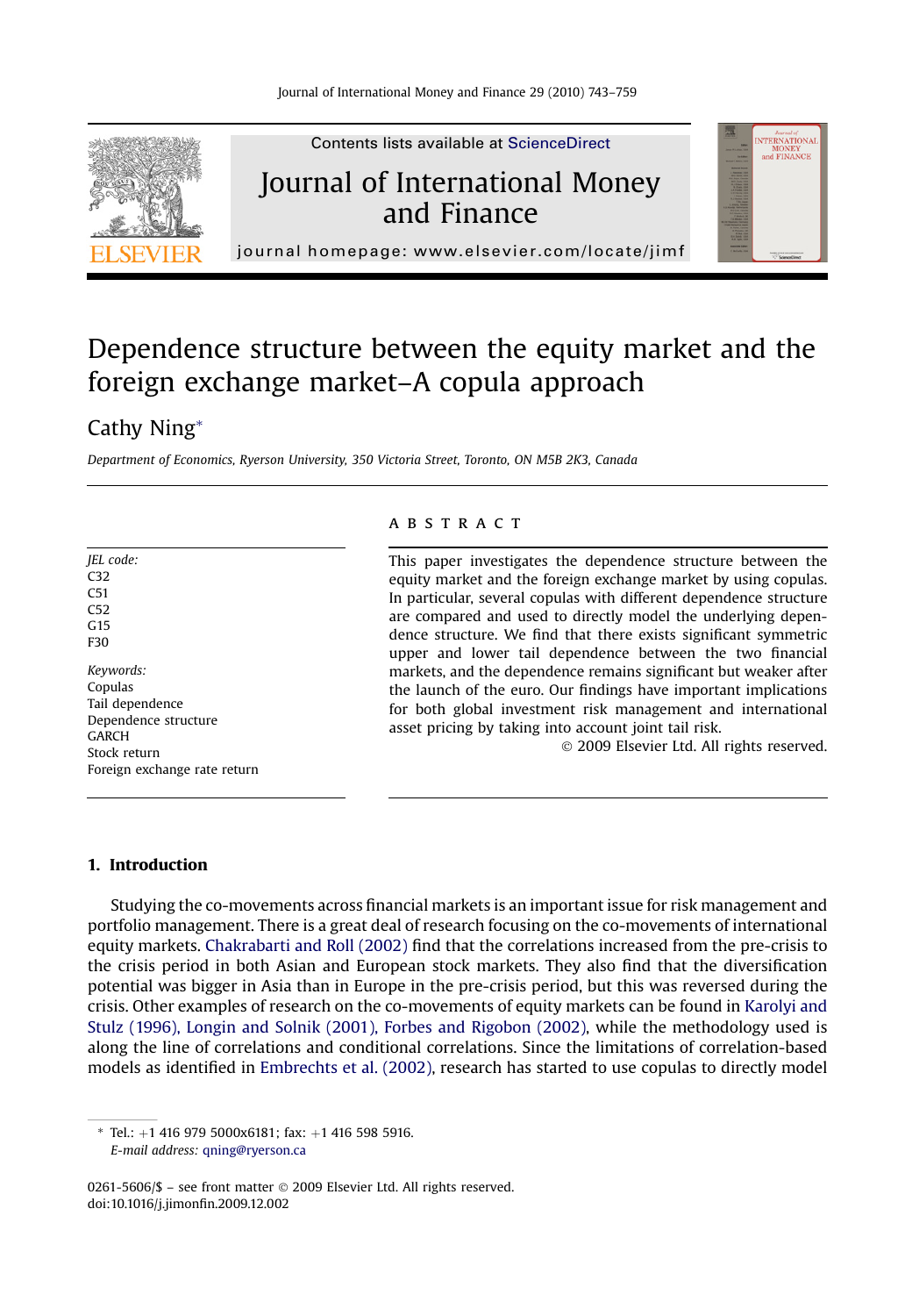# Dependence structure between the equity market and the foreign exchange market–A copula approach

Cathy Ning*

*Department of Economics, Ryerson University, 350 Victoria Street, Toronto, ON M5B 2K3, Canada*

*JEL code:*
C32
C51
C52
G15
F30

*Keywords:*
Copulas
Tail dependence
Dependence structure
GARCH
Stock return
Foreign exchange rate return

## ABSTRACT

This paper investigates the dependence structure between the equity market and the foreign exchange market by using copulas. In particular, several copulas with different dependence structure are compared and used to directly model the underlying dependence structure. We find that there exists significant symmetric upper and lower tail dependence between the two financial markets, and the dependence remains significant but weaker after the launch of the euro. Our findings have important implications for both global investment risk management and international asset pricing by taking into account joint tail risk.

© 2009 Elsevier Ltd. All rights reserved.

## 1. Introduction

Studying the co-movements across financial markets is an important issue for risk management and portfolio management. There is a great deal of research focusing on the co-movements of international equity markets. Chakrabarti and Roll (2002) find that the correlations increased from the pre-crisis to the crisis period in both Asian and European stock markets. They also find that the diversification potential was bigger in Asia than in Europe in the pre-crisis period, but this was reversed during the crisis. Other examples of research on the co-movements of equity markets can be found in Karolyi and Stulz (1996), Longin and Solnik (2001), Forbes and Rigobon (2002), while the methodology used is along the line of correlations and conditional correlations. Since the limitations of correlation-based models as identified in Embrechts et al. (2002), research has started to use copulas to directly model

---

* Tel.: +1 416 979 5000x6181; fax: +1 416 598 5916.
*E-mail address:* qning@ryerson.ca

0261-5606/$ – see front matter © 2009 Elsevier Ltd. All rights reserved.
doi:10.1016/j.jimonfin.2009.12.002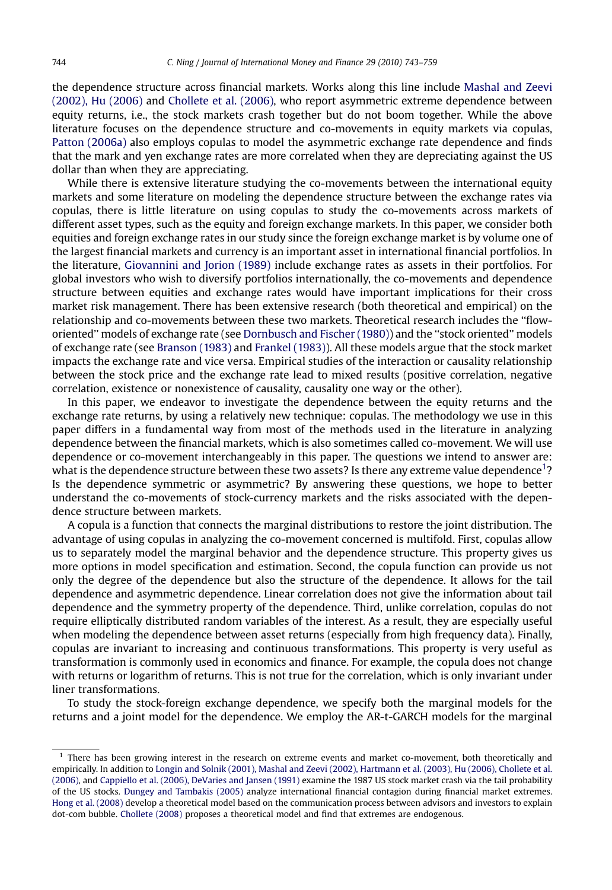the dependence structure across financial markets. Works along this line include Mashal and Zeevi (2002), Hu (2006) and Chollete et al. (2006), who report asymmetric extreme dependence between equity returns, i.e., the stock markets crash together but do not boom together. While the above literature focuses on the dependence structure and co-movements in equity markets via copulas, Patton (2006a) also employs copulas to model the asymmetric exchange rate dependence and finds that the mark and yen exchange rates are more correlated when they are depreciating against the US dollar than when they are appreciating.

While there is extensive literature studying the co-movements between the international equity markets and some literature on modeling the dependence structure between the exchange rates via copulas, there is little literature on using copulas to study the co-movements across markets of different asset types, such as the equity and foreign exchange markets. In this paper, we consider both equities and foreign exchange rates in our study since the foreign exchange market is by volume one of the largest financial markets and currency is an important asset in international financial portfolios. In the literature, Giovannini and Jorion (1989) include exchange rates as assets in their portfolios. For global investors who wish to diversify portfolios internationally, the co-movements and dependence structure between equities and exchange rates would have important implications for their cross market risk management. There has been extensive research (both theoretical and empirical) on the relationship and co-movements between these two markets. Theoretical research includes the "flow-oriented" models of exchange rate (see Dornbusch and Fischer (1980)) and the "stock oriented" models of exchange rate (see Branson (1983) and Frankel (1983)). All these models argue that the stock market impacts the exchange rate and vice versa. Empirical studies of the interaction or causality relationship between the stock price and the exchange rate lead to mixed results (positive correlation, negative correlation, existence or nonexistence of causality, causality one way or the other).

In this paper, we endeavor to investigate the dependence between the equity returns and the exchange rate returns, by using a relatively new technique: copulas. The methodology we use in this paper differs in a fundamental way from most of the methods used in the literature in analyzing dependence between the financial markets, which is also sometimes called co-movement. We will use dependence or co-movement interchangeably in this paper. The questions we intend to answer are: what is the dependence structure between these two assets? Is there any extreme value dependence[1]? Is the dependence symmetric or asymmetric? By answering these questions, we hope to better understand the co-movements of stock-currency markets and the risks associated with the dependence structure between markets.

A copula is a function that connects the marginal distributions to restore the joint distribution. The advantage of using copulas in analyzing the co-movement concerned is multifold. First, copulas allow us to separately model the marginal behavior and the dependence structure. This property gives us more options in model specification and estimation. Second, the copula function can provide us not only the degree of the dependence but also the structure of the dependence. It allows for the tail dependence and asymmetric dependence. Linear correlation does not give the information about tail dependence and the symmetry property of the dependence. Third, unlike correlation, copulas do not require elliptically distributed random variables of the interest. As a result, they are especially useful when modeling the dependence between asset returns (especially from high frequency data). Finally, copulas are invariant to increasing and continuous transformations. This property is very useful as transformation is commonly used in economics and finance. For example, the copula does not change with returns or logarithm of returns. This is not true for the correlation, which is only invariant under liner transformations.

To study the stock-foreign exchange dependence, we specify both the marginal models for the returns and a joint model for the dependence. We employ the AR-t-GARCH models for the marginal

[1] There has been growing interest in the research on extreme events and market co-movement, both theoretically and empirically. In addition to Longin and Solnik (2001), Mashal and Zeevi (2002), Hartmann et al. (2003), Hu (2006), Chollete et al. (2006), and Cappiello et al. (2006), DeVaries and Jansen (1991) examine the 1987 US stock market crash via the tail probability of the US stocks. Dungey and Tambakis (2005) analyze international financial contagion during financial market extremes. Hong et al. (2008) develop a theoretical model based on the communication process between advisors and investors to explain dot-com bubble. Chollete (2008) proposes a theoretical model and find that extremes are endogenous.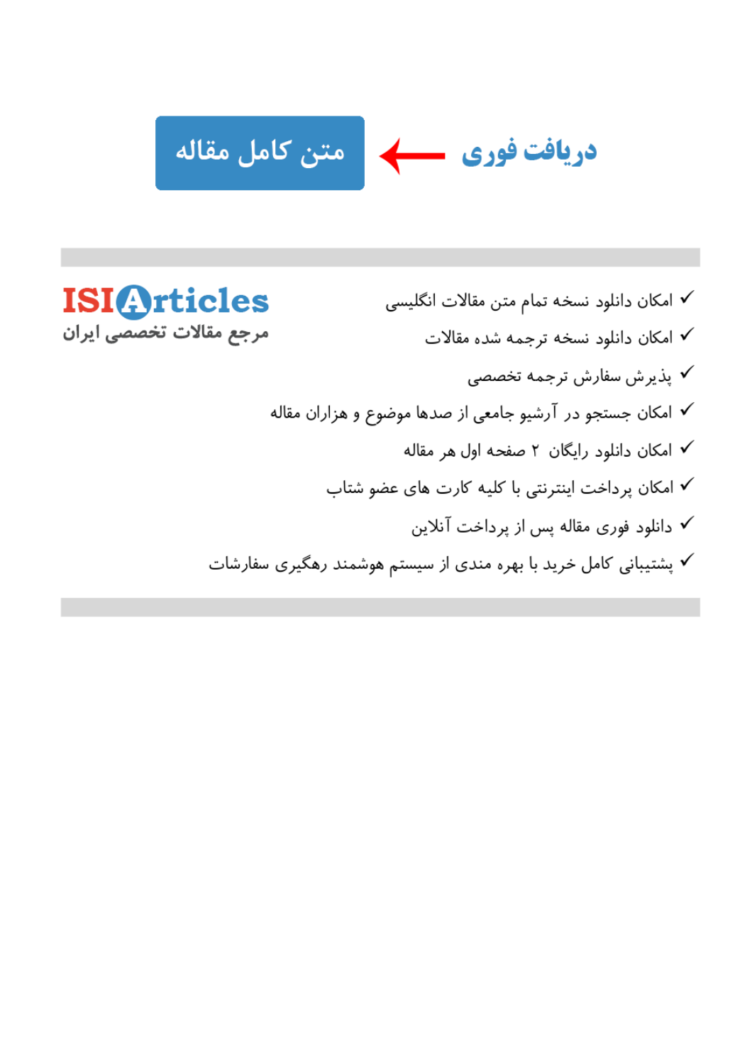دریافت فوری ← **متن کامل مقاله**

**ISIArticles**
مرجع مقالات تخصصی ایران

- ✓ امکان دانلود نسخه تمام متن مقالات انگلیسی
- ✓ امکان دانلود نسخه ترجمه شده مقالات
- ✓ پذیرش سفارش ترجمه تخصصی
- ✓ امکان جستجو در آرشیو جامعی از صدها موضوع و هزاران مقاله
- ✓ امکان دانلود رایگان ۲ صفحه اول هر مقاله
- ✓ امکان پرداخت اینترنتی با کلیه کارت های عضو شتاب
- ✓ دانلود فوری مقاله پس از پرداخت آنلاین
- ✓ پشتیبانی کامل خرید با بهره مندی از سیستم هوشمند رهگیری سفارشات